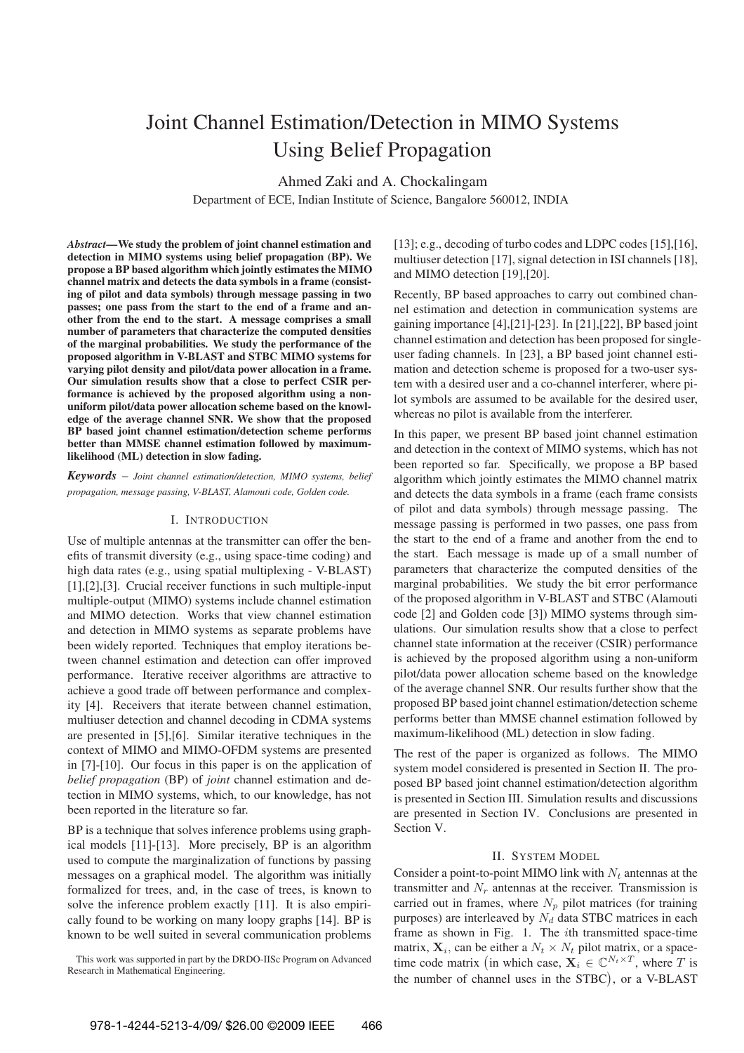# Joint Channel Estimation/Detection in MIMO Systems Using Belief Propagation

Ahmed Zaki and A. Chockalingam

Department of ECE, Indian Institute of Science, Bangalore 560012, INDIA

***Abstract*—We study the problem of joint channel estimation and detection in MIMO systems using belief propagation (BP). We propose a BP based algorithm which jointly estimates the MIMO channel matrix and detects the data symbols in a frame (consisting of pilot and data symbols) through message passing in two passes; one pass from the start to the end of a frame and another from the end to the start. A message comprises a small number of parameters that characterize the computed densities of the marginal probabilities. We study the performance of the proposed algorithm in V-BLAST and STBC MIMO systems for varying pilot density and pilot/data power allocation in a frame. Our simulation results show that a close to perfect CSIR performance is achieved by the proposed algorithm using a non-uniform pilot/data power allocation scheme based on the knowledge of the average channel SNR. We show that the proposed BP based joint channel estimation/detection scheme performs better than MMSE channel estimation followed by maximum-likelihood (ML) detection in slow fading.**

***Keywords*** – *Joint channel estimation/detection, MIMO systems, belief propagation, message passing, V-BLAST, Alamouti code, Golden code.*

## I. Introduction

Use of multiple antennas at the transmitter can offer the benefits of transmit diversity (e.g., using space-time coding) and high data rates (e.g., using spatial multiplexing - V-BLAST) [1],[2],[3]. Crucial receiver functions in such multiple-input multiple-output (MIMO) systems include channel estimation and MIMO detection. Works that view channel estimation and detection in MIMO systems as separate problems have been widely reported. Techniques that employ iterations between channel estimation and detection can offer improved performance. Iterative receiver algorithms are attractive to achieve a good trade off between performance and complexity [4]. Receivers that iterate between channel estimation, multiuser detection and channel decoding in CDMA systems are presented in [5],[6]. Similar iterative techniques in the context of MIMO and MIMO-OFDM systems are presented in [7]-[10]. Our focus in this paper is on the application of *belief propagation* (BP) of *joint* channel estimation and detection in MIMO systems, which, to our knowledge, has not been reported in the literature so far.

BP is a technique that solves inference problems using graphical models [11]-[13]. More precisely, BP is an algorithm used to compute the marginalization of functions by passing messages on a graphical model. The algorithm was initially formalized for trees, and, in the case of trees, is known to solve the inference problem exactly [11]. It is also empirically found to be working on many loopy graphs [14]. BP is known to be well suited in several communication problems [13]; e.g., decoding of turbo codes and LDPC codes [15],[16], multiuser detection [17], signal detection in ISI channels [18], and MIMO detection [19],[20].

Recently, BP based approaches to carry out combined channel estimation and detection in communication systems are gaining importance [4],[21]-[23]. In [21],[22], BP based joint channel estimation and detection has been proposed for single-user fading channels. In [23], a BP based joint channel estimation and detection scheme is proposed for a two-user system with a desired user and a co-channel interferer, where pilot symbols are assumed to be available for the desired user, whereas no pilot is available from the interferer.

In this paper, we present BP based joint channel estimation and detection in the context of MIMO systems, which has not been reported so far. Specifically, we propose a BP based algorithm which jointly estimates the MIMO channel matrix and detects the data symbols in a frame (each frame consists of pilot and data symbols) through message passing. The message passing is performed in two passes, one pass from the start to the end of a frame and another from the end to the start. Each message is made up of a small number of parameters that characterize the computed densities of the marginal probabilities. We study the bit error performance of the proposed algorithm in V-BLAST and STBC (Alamouti code [2] and Golden code [3]) MIMO systems through simulations. Our simulation results show that a close to perfect channel state information at the receiver (CSIR) performance is achieved by the proposed algorithm using a non-uniform pilot/data power allocation scheme based on the knowledge of the average channel SNR. Our results further show that the proposed BP based joint channel estimation/detection scheme performs better than MMSE channel estimation followed by maximum-likelihood (ML) detection in slow fading.

The rest of the paper is organized as follows. The MIMO system model considered is presented in Section II. The proposed BP based joint channel estimation/detection algorithm is presented in Section III. Simulation results and discussions are presented in Section IV. Conclusions are presented in Section V.

## II. System Model

Consider a point-to-point MIMO link with $N_t$ antennas at the transmitter and $N_r$ antennas at the receiver. Transmission is carried out in frames, where $N_p$ pilot matrices (for training purposes) are interleaved by $N_d$ data STBC matrices in each frame as shown in Fig. 1. The $i$th transmitted space-time matrix, $\mathbf{X}_i$, can be either a $N_t \times N_t$ pilot matrix, or a space-time code matrix (in which case, $\mathbf{X}_i \in \mathbb{C}^{N_t \times T}$, where $T$ is the number of channel uses in the STBC), or a V-BLAST

This work was supported in part by the DRDO-IISc Program on Advanced Research in Mathematical Engineering.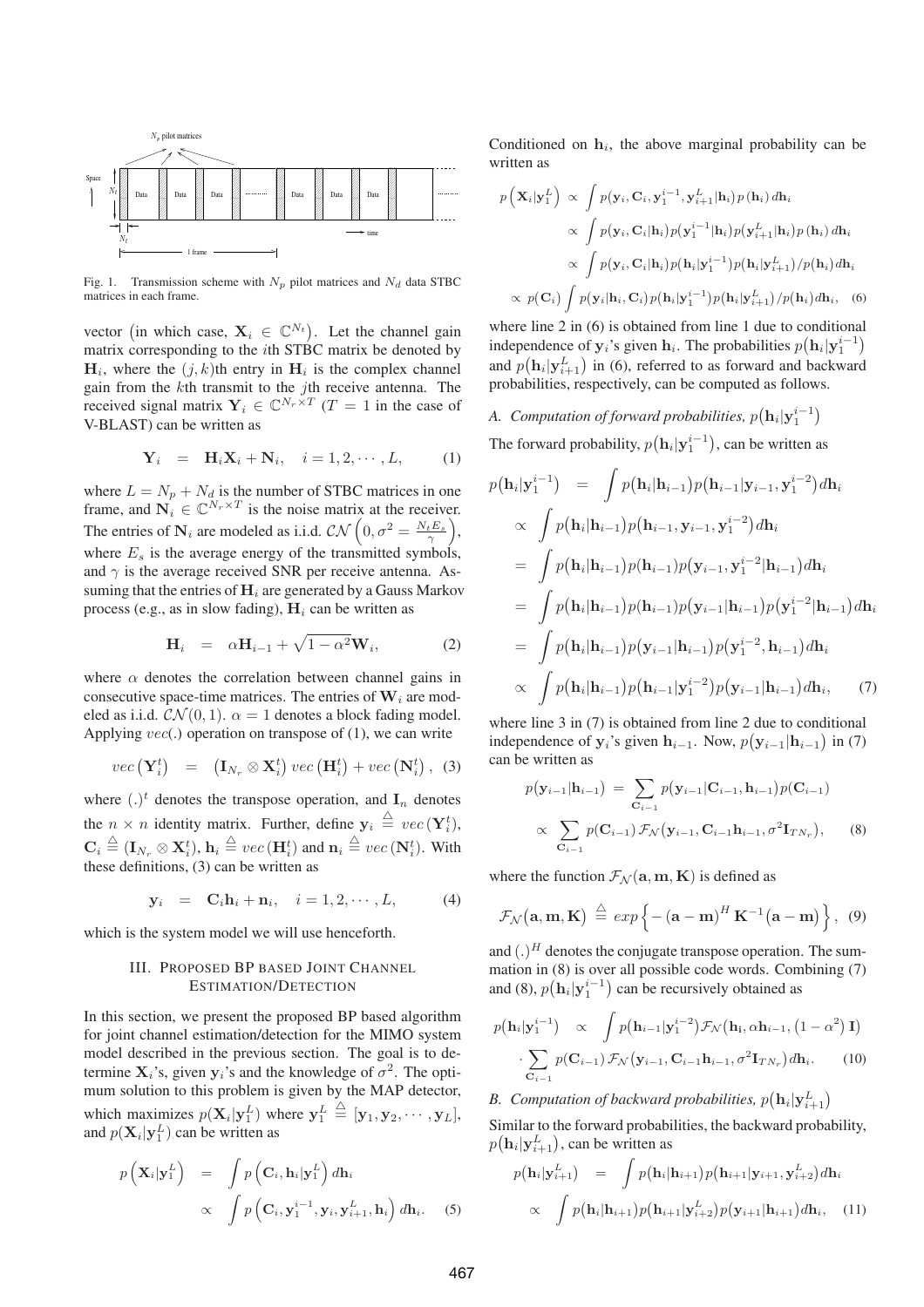Fig. 1. Transmission scheme with $N_p$ pilot matrices and $N_d$ data STBC matrices in each frame.

vector (in which case, $\mathbf{X}_i \in \mathbb{C}^{N_t}$). Let the channel gain matrix corresponding to the $i$th STBC matrix be denoted by $\mathbf{H}_i$, where the $(j,k)$th entry in $\mathbf{H}_i$ is the complex channel gain from the $k$th transmit to the $j$th receive antenna. The received signal matrix $\mathbf{Y}_i \in \mathbb{C}^{N_r \times T}$ ($T = 1$ in the case of V-BLAST) can be written as

$$\mathbf{Y}_i \;=\; \mathbf{H}_i\mathbf{X}_i + \mathbf{N}_i, \quad i = 1, 2, \cdots, L, \tag{1}$$

where $L = N_p + N_d$ is the number of STBC matrices in one frame, and $\mathbf{N}_i \in \mathbb{C}^{N_r \times T}$ is the noise matrix at the receiver. The entries of $\mathbf{N}_i$ are modeled as i.i.d. $\mathcal{CN}\left(0, \sigma^2 = \frac{N_t E_s}{\gamma}\right)$, where $E_s$ is the average energy of the transmitted symbols, and $\gamma$ is the average received SNR per receive antenna. Assuming that the entries of $\mathbf{H}_i$ are generated by a Gauss Markov process (e.g., as in slow fading), $\mathbf{H}_i$ can be written as

$$\mathbf{H}_i \;=\; \alpha\mathbf{H}_{i-1} + \sqrt{1-\alpha^2}\mathbf{W}_i, \tag{2}$$

where $\alpha$ denotes the correlation between channel gains in consecutive space-time matrices. The entries of $\mathbf{W}_i$ are modeled as i.i.d. $\mathcal{CN}(0,1)$. $\alpha = 1$ denotes a block fading model. Applying $vec(.)$ operation on transpose of (1), we can write

$$vec\left(\mathbf{Y}_i^t\right) \;=\; \left(\mathbf{I}_{N_r} \otimes \mathbf{X}_i^t\right) vec\left(\mathbf{H}_i^t\right) + vec\left(\mathbf{N}_i^t\right), \tag{3}$$

where $(.)^t$ denotes the transpose operation, and $\mathbf{I}_n$ denotes the $n \times n$ identity matrix. Further, define $\mathbf{y}_i \stackrel{\triangle}{=} vec\left(\mathbf{Y}_i^t\right)$, $\mathbf{C}_i \stackrel{\triangle}{=} (\mathbf{I}_{N_r} \otimes \mathbf{X}_i^t)$, $\mathbf{h}_i \stackrel{\triangle}{=} vec\left(\mathbf{H}_i^t\right)$ and $\mathbf{n}_i \stackrel{\triangle}{=} vec\left(\mathbf{N}_i^t\right)$. With these definitions, (3) can be written as

$$\mathbf{y}_i \;=\; \mathbf{C}_i\mathbf{h}_i + \mathbf{n}_i, \quad i = 1, 2, \cdots, L, \tag{4}$$

which is the system model we will use henceforth.

## III. Proposed BP based Joint Channel Estimation/Detection

In this section, we present the proposed BP based algorithm for joint channel estimation/detection for the MIMO system model described in the previous section. The goal is to determine $\mathbf{X}_i$'s, given $\mathbf{y}_i$'s and the knowledge of $\sigma^2$. The optimum solution to this problem is given by the MAP detector, which maximizes $p(\mathbf{X}_i|\mathbf{y}_1^L)$ where $\mathbf{y}_1^L \stackrel{\triangle}{=} [\mathbf{y}_1, \mathbf{y}_2, \cdots, \mathbf{y}_L]$, and $p(\mathbf{X}_i|\mathbf{y}_1^L)$ can be written as

$$\begin{aligned} p\left(\mathbf{X}_i|\mathbf{y}_1^L\right) \;&=\; \int p\left(\mathbf{C}_i, \mathbf{h}_i|\mathbf{y}_1^L\right) d\mathbf{h}_i \\ &\propto\; \int p\left(\mathbf{C}_i, \mathbf{y}_1^{i-1}, \mathbf{y}_i, \mathbf{y}_{i+1}^L, \mathbf{h}_i\right) d\mathbf{h}_i. \end{aligned} \tag{5}$$

Conditioned on $\mathbf{h}_i$, the above marginal probability can be written as

$$\begin{aligned} p\left(\mathbf{X}_i|\mathbf{y}_1^L\right) \;&\propto\; \int p(\mathbf{y}_i, \mathbf{C}_i, \mathbf{y}_1^{i-1}, \mathbf{y}_{i+1}^L|\mathbf{h}_i)\, p\left(\mathbf{h}_i\right) d\mathbf{h}_i \\ &\propto\; \int p(\mathbf{y}_i, \mathbf{C}_i|\mathbf{h}_i) p(\mathbf{y}_1^{i-1}|\mathbf{h}_i) p(\mathbf{y}_{i+1}^L|\mathbf{h}_i) p\left(\mathbf{h}_i\right) d\mathbf{h}_i \\ &\propto\; \int p(\mathbf{y}_i, \mathbf{C}_i|\mathbf{h}_i) p(\mathbf{h}_i|\mathbf{y}_1^{i-1}) p(\mathbf{h}_i|\mathbf{y}_{i+1}^L)/p(\mathbf{h}_i) d\mathbf{h}_i \\ \propto\; p(\mathbf{C}_i) &\int p(\mathbf{y}_i|\mathbf{h}_i, \mathbf{C}_i) p(\mathbf{h}_i|\mathbf{y}_1^{i-1}) p(\mathbf{h}_i|\mathbf{y}_{i+1}^L)/p(\mathbf{h}_i) d\mathbf{h}_i, \end{aligned} \tag{6}$$

where line 2 in (6) is obtained from line 1 due to conditional independence of $\mathbf{y}_i$'s given $\mathbf{h}_i$. The probabilities $p\left(\mathbf{h}_i|\mathbf{y}_1^{i-1}\right)$ and $p\left(\mathbf{h}_i|\mathbf{y}_{i+1}^L\right)$ in (6), referred to as forward and backward probabilities, respectively, can be computed as follows.

### A. Computation of forward probabilities, $p\left(\mathbf{h}_i|\mathbf{y}_1^{i-1}\right)$

The forward probability, $p\left(\mathbf{h}_i|\mathbf{y}_1^{i-1}\right)$, can be written as

$$\begin{aligned} p\left(\mathbf{h}_i|\mathbf{y}_1^{i-1}\right) \;&=\; \int p\left(\mathbf{h}_i|\mathbf{h}_{i-1}\right) p\left(\mathbf{h}_{i-1}|\mathbf{y}_{i-1}, \mathbf{y}_1^{i-2}\right) d\mathbf{h}_i \\ &\propto\; \int p\left(\mathbf{h}_i|\mathbf{h}_{i-1}\right) p\left(\mathbf{h}_{i-1}, \mathbf{y}_{i-1}, \mathbf{y}_1^{i-2}\right) d\mathbf{h}_i \\ &=\; \int p\left(\mathbf{h}_i|\mathbf{h}_{i-1}\right) p(\mathbf{h}_{i-1}) p\left(\mathbf{y}_{i-1}, \mathbf{y}_1^{i-2}|\mathbf{h}_{i-1}\right) d\mathbf{h}_i \\ &=\; \int p\left(\mathbf{h}_i|\mathbf{h}_{i-1}\right) p(\mathbf{h}_{i-1}) p\left(\mathbf{y}_{i-1}|\mathbf{h}_{i-1}\right) p\left(\mathbf{y}_1^{i-2}|\mathbf{h}_{i-1}\right) d\mathbf{h}_i \\ &=\; \int p\left(\mathbf{h}_i|\mathbf{h}_{i-1}\right) p\left(\mathbf{y}_{i-1}|\mathbf{h}_{i-1}\right) p\left(\mathbf{y}_1^{i-2}, \mathbf{h}_{i-1}\right) d\mathbf{h}_i \\ &\propto\; \int p\left(\mathbf{h}_i|\mathbf{h}_{i-1}\right) p\left(\mathbf{h}_{i-1}|\mathbf{y}_1^{i-2}\right) p\left(\mathbf{y}_{i-1}|\mathbf{h}_{i-1}\right) d\mathbf{h}_i, \end{aligned} \tag{7}$$

where line 3 in (7) is obtained from line 2 due to conditional independence of $\mathbf{y}_i$'s given $\mathbf{h}_{i-1}$. Now, $p\left(\mathbf{y}_{i-1}|\mathbf{h}_{i-1}\right)$ in (7) can be written as

$$\begin{aligned} p\left(\mathbf{y}_{i-1}|\mathbf{h}_{i-1}\right) \;&=\; \sum_{\mathbf{C}_{i-1}} p\left(\mathbf{y}_{i-1}|\mathbf{C}_{i-1}, \mathbf{h}_{i-1}\right) p(\mathbf{C}_{i-1}) \\ &\propto\; \sum_{\mathbf{C}_{i-1}} p(\mathbf{C}_{i-1})\, \mathcal{F}_{\mathcal{N}}\left(\mathbf{y}_{i-1}, \mathbf{C}_{i-1}\mathbf{h}_{i-1}, \sigma^2\mathbf{I}_{TN_r}\right), \end{aligned} \tag{8}$$

where the function $\mathcal{F}_{\mathcal{N}}(\mathbf{a}, \mathbf{m}, \mathbf{K})$ is defined as

$$\mathcal{F}_{\mathcal{N}}\left(\mathbf{a}, \mathbf{m}, \mathbf{K}\right) \stackrel{\triangle}{=} exp\left\{-\left(\mathbf{a}-\mathbf{m}\right)^H \mathbf{K}^{-1}\left(\mathbf{a}-\mathbf{m}\right)\right\}, \tag{9}$$

and $(.)^H$ denotes the conjugate transpose operation. The summation in (8) is over all possible code words. Combining (7) and (8), $p\left(\mathbf{h}_i|\mathbf{y}_1^{i-1}\right)$ can be recursively obtained as

$$\begin{aligned} p\left(\mathbf{h}_i|\mathbf{y}_1^{i-1}\right) \;&\propto\; \int p\left(\mathbf{h}_{i-1}|\mathbf{y}_1^{i-2}\right) \mathcal{F}_{\mathcal{N}}\left(\mathbf{h}_i, \alpha\mathbf{h}_{i-1}, \left(1-\alpha^2\right)\mathbf{I}\right) \\ &\cdot \sum_{\mathbf{C}_{i-1}} p(\mathbf{C}_{i-1})\, \mathcal{F}_{\mathcal{N}}\left(\mathbf{y}_{i-1}, \mathbf{C}_{i-1}\mathbf{h}_{i-1}, \sigma^2\mathbf{I}_{TN_r}\right) d\mathbf{h}_i. \end{aligned} \tag{10}$$

### B. Computation of backward probabilities, $p\left(\mathbf{h}_i|\mathbf{y}_{i+1}^L\right)$

Similar to the forward probabilities, the backward probability, $p\left(\mathbf{h}_i|\mathbf{y}_{i+1}^L\right)$, can be written as

$$\begin{aligned} p\left(\mathbf{h}_i|\mathbf{y}_{i+1}^L\right) \;&=\; \int p\left(\mathbf{h}_i|\mathbf{h}_{i+1}\right) p\left(\mathbf{h}_{i+1}|\mathbf{y}_{i+1}, \mathbf{y}_{i+2}^L\right) d\mathbf{h}_i \\ &\propto\; \int p\left(\mathbf{h}_i|\mathbf{h}_{i+1}\right) p\left(\mathbf{h}_{i+1}|\mathbf{y}_{i+2}^L\right) p\left(\mathbf{y}_{i+1}|\mathbf{h}_{i+1}\right) d\mathbf{h}_i, \end{aligned} \tag{11}$$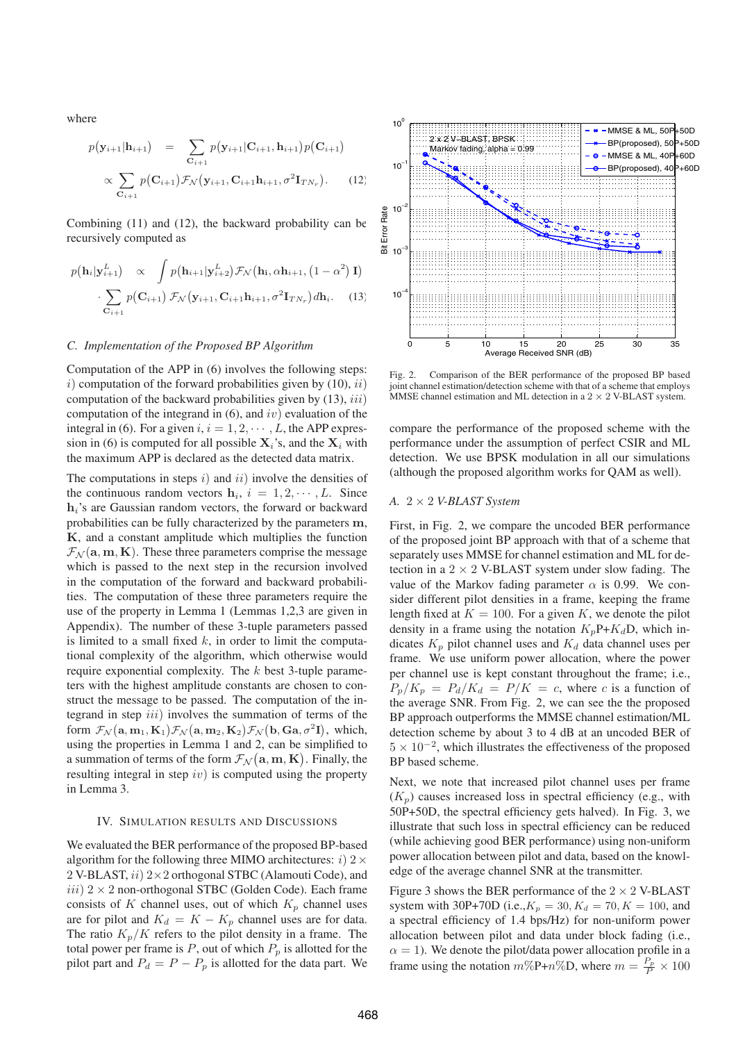where

$$p(\mathbf{y}_{i+1}|\mathbf{h}_{i+1}) = \sum_{\mathbf{C}_{i+1}} p(\mathbf{y}_{i+1}|\mathbf{C}_{i+1}, \mathbf{h}_{i+1}) p(\mathbf{C}_{i+1})$$

$$\propto \sum_{\mathbf{C}_{i+1}} p(\mathbf{C}_{i+1}) \mathcal{F}_{\mathcal{N}}(\mathbf{y}_{i+1}, \mathbf{C}_{i+1}\mathbf{h}_{i+1}, \sigma^2 \mathbf{I}_{TN_r}). \quad (12)$$

Combining (11) and (12), the backward probability can be recursively computed as

$$p(\mathbf{h}_i|\mathbf{y}_{i+1}^L) \propto \int p(\mathbf{h}_{i+1}|\mathbf{y}_{i+2}^L) \mathcal{F}_{\mathcal{N}}(\mathbf{h}_i, \alpha \mathbf{h}_{i+1}, (1-\alpha^2)\,\mathbf{I})$$

$$\cdot \sum_{\mathbf{C}_{i+1}} p(\mathbf{C}_{i+1})\, \mathcal{F}_{\mathcal{N}}(\mathbf{y}_{i+1}, \mathbf{C}_{i+1}\mathbf{h}_{i+1}, \sigma^2 \mathbf{I}_{TN_r}) d\mathbf{h}_i. \quad (13)$$

### C. Implementation of the Proposed BP Algorithm

Computation of the APP in (6) involves the following steps: $i)$ computation of the forward probabilities given by (10), $ii)$ computation of the backward probabilities given by (13), $iii)$ computation of the integrand in (6), and $iv)$ evaluation of the integral in (6). For a given $i$, $i = 1, 2, \cdots, L$, the APP expression in (6) is computed for all possible $\mathbf{X}_i$'s, and the $\mathbf{X}_i$ with the maximum APP is declared as the detected data matrix.

The computations in steps $i)$ and $ii)$ involve the densities of the continuous random vectors $\mathbf{h}_i$, $i = 1, 2, \cdots, L$. Since $\mathbf{h}_i$'s are Gaussian random vectors, the forward or backward probabilities can be fully characterized by the parameters $\mathbf{m}$, $\mathbf{K}$, and a constant amplitude which multiplies the function $\mathcal{F}_{\mathcal{N}}(\mathbf{a}, \mathbf{m}, \mathbf{K})$. These three parameters comprise the message which is passed to the next step in the recursion involved in the computation of the forward and backward probabilities. The computation of these three parameters require the use of the property in Lemma 1 (Lemmas 1,2,3 are given in Appendix). The number of these 3-tuple parameters passed is limited to a small fixed $k$, in order to limit the computational complexity of the algorithm, which otherwise would require exponential complexity. The $k$ best 3-tuple parameters with the highest amplitude constants are chosen to construct the message to be passed. The computation of the integrand in step $iii)$ involves the summation of terms of the form $\mathcal{F}_{\mathcal{N}}(\mathbf{a}, \mathbf{m}_1, \mathbf{K}_1)\mathcal{F}_{\mathcal{N}}(\mathbf{a}, \mathbf{m}_2, \mathbf{K}_2)\mathcal{F}_{\mathcal{N}}(\mathbf{b}, \mathbf{Ga}, \sigma^2\mathbf{I})$, which, using the properties in Lemma 1 and 2, can be simplified to a summation of terms of the form $\mathcal{F}_{\mathcal{N}}(\mathbf{a}, \mathbf{m}, \mathbf{K})$. Finally, the resulting integral in step $iv)$ is computed using the property in Lemma 3.

## IV. Simulation Results and Discussions

We evaluated the BER performance of the proposed BP-based algorithm for the following three MIMO architectures: $i)$ $2 \times 2$ V-BLAST, $ii)$ $2 \times 2$ orthogonal STBC (Alamouti Code), and $iii)$ $2 \times 2$ non-orthogonal STBC (Golden Code). Each frame consists of $K$ channel uses, out of which $K_p$ channel uses are for pilot and $K_d = K - K_p$ channel uses are for data. The ratio $K_p/K$ refers to the pilot density in a frame. The total power per frame is $P$, out of which $P_p$ is allotted for the pilot part and $P_d = P - P_p$ is allotted for the data part. We compare the performance of the proposed scheme with the performance under the assumption of perfect CSIR and ML detection. We use BPSK modulation in all our simulations (although the proposed algorithm works for QAM as well).

Fig. 2. Comparison of the BER performance of the proposed BP based joint channel estimation/detection scheme with that of a scheme that employs MMSE channel estimation and ML detection in a $2 \times 2$ V-BLAST system.

### A. $2 \times 2$ V-BLAST System

First, in Fig. 2, we compare the uncoded BER performance of the proposed joint BP approach with that of a scheme that separately uses MMSE for channel estimation and ML for detection in a $2 \times 2$ V-BLAST system under slow fading. The value of the Markov fading parameter $\alpha$ is 0.99. We consider different pilot densities in a frame, keeping the frame length fixed at $K = 100$. For a given $K$, we denote the pilot density in a frame using the notation $K_p$P+$K_d$D, which indicates $K_p$ pilot channel uses and $K_d$ data channel uses per frame. We use uniform power allocation, where the power per channel use is kept constant throughout the frame; i.e., $P_p/K_p = P_d/K_d = P/K = c$, where $c$ is a function of the average SNR. From Fig. 2, we can see the the proposed BP approach outperforms the MMSE channel estimation/ML detection scheme by about 3 to 4 dB at an uncoded BER of $5 \times 10^{-2}$, which illustrates the effectiveness of the proposed BP based scheme.

Next, we note that increased pilot channel uses per frame ($K_p$) causes increased loss in spectral efficiency (e.g., with 50P+50D, the spectral efficiency gets halved). In Fig. 3, we illustrate that such loss in spectral efficiency can be reduced (while achieving good BER performance) using non-uniform power allocation between pilot and data, based on the knowledge of the average channel SNR at the transmitter.

Figure 3 shows the BER performance of the $2 \times 2$ V-BLAST system with 30P+70D (i.e.,$K_p = 30$, $K_d = 70$, $K = 100$, and a spectral efficiency of 1.4 bps/Hz) for non-uniform power allocation between pilot and data under block fading (i.e., $\alpha = 1$). We denote the pilot/data power allocation profile in a frame using the notation $m$%P+$n$%D, where $m = \frac{P_p}{P} \times 100$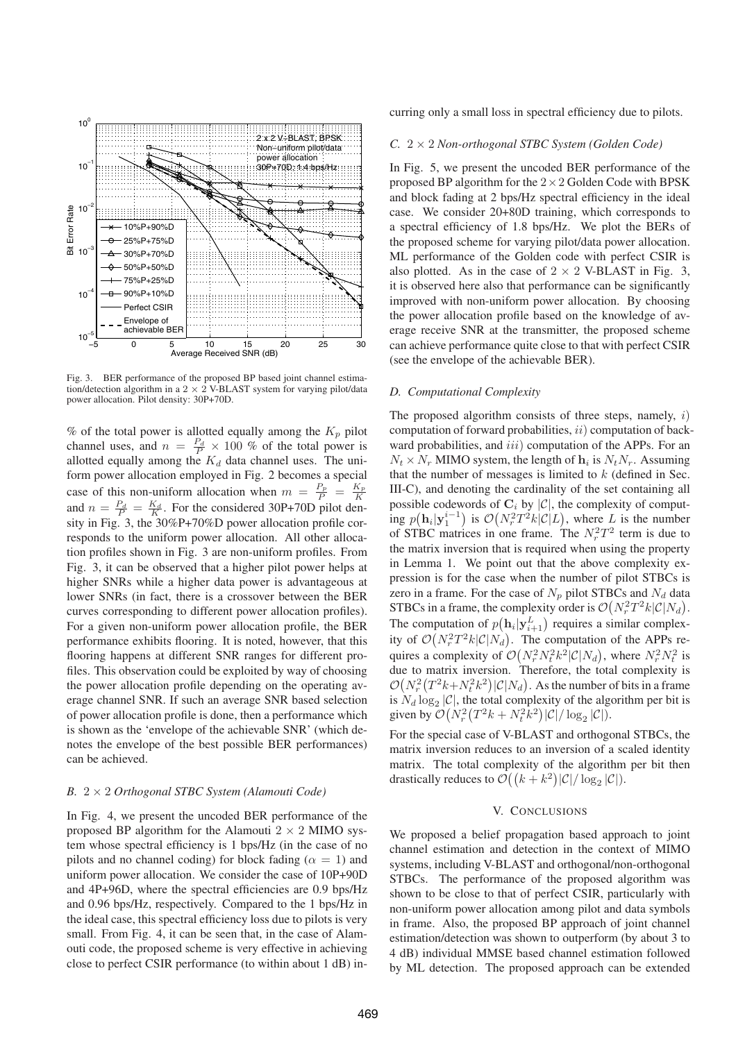Fig. 3. BER performance of the proposed BP based joint channel estimation/detection algorithm in a $2 \times 2$ V-BLAST system for varying pilot/data power allocation. Pilot density: 30P+70D.

% of the total power is allotted equally among the $K_p$ pilot channel uses, and $n = \frac{P_d}{P} \times 100$ % of the total power is allotted equally among the $K_d$ data channel uses. The uniform power allocation employed in Fig. 2 becomes a special case of this non-uniform allocation when $m = \frac{P_p}{P} = \frac{K_p}{K}$ and $n = \frac{P_d}{P} = \frac{K_d}{K}$. For the considered 30P+70D pilot density in Fig. 3, the 30%P+70%D power allocation profile corresponds to the uniform power allocation. All other allocation profiles shown in Fig. 3 are non-uniform profiles. From Fig. 3, it can be observed that a higher pilot power helps at higher SNRs while a higher data power is advantageous at lower SNRs (in fact, there is a crossover between the BER curves corresponding to different power allocation profiles). For a given non-uniform power allocation profile, the BER performance exhibits flooring. It is noted, however, that this flooring happens at different SNR ranges for different profiles. This observation could be exploited by way of choosing the power allocation profile depending on the operating average channel SNR. If such an average SNR based selection of power allocation profile is done, then a performance which is shown as the 'envelope of the achievable SNR' (which denotes the envelope of the best possible BER performances) can be achieved.

### B. $2 \times 2$ Orthogonal STBC System (Alamouti Code)

In Fig. 4, we present the uncoded BER performance of the proposed BP algorithm for the Alamouti $2 \times 2$ MIMO system whose spectral efficiency is 1 bps/Hz (in the case of no pilots and no channel coding) for block fading ($\alpha = 1$) and uniform power allocation. We consider the case of 10P+90D and 4P+96D, where the spectral efficiencies are 0.9 bps/Hz and 0.96 bps/Hz, respectively. Compared to the 1 bps/Hz in the ideal case, this spectral efficiency loss due to pilots is very small. From Fig. 4, it can be seen that, in the case of Alamouti code, the proposed scheme is very effective in achieving close to perfect CSIR performance (to within about 1 dB) incurring only a small loss in spectral efficiency due to pilots.

### C. $2 \times 2$ Non-orthogonal STBC System (Golden Code)

In Fig. 5, we present the uncoded BER performance of the proposed BP algorithm for the $2 \times 2$ Golden Code with BPSK and block fading at 2 bps/Hz spectral efficiency in the ideal case. We consider 20+80D training, which corresponds to a spectral efficiency of 1.8 bps/Hz. We plot the BERs of the proposed scheme for varying pilot/data power allocation. ML performance of the Golden code with perfect CSIR is also plotted. As in the case of $2 \times 2$ V-BLAST in Fig. 3, it is observed here also that performance can be significantly improved with non-uniform power allocation. By choosing the power allocation profile based on the knowledge of average receive SNR at the transmitter, the proposed scheme can achieve performance quite close to that with perfect CSIR (see the envelope of the achievable BER).

### D. Computational Complexity

The proposed algorithm consists of three steps, namely, $i)$ computation of forward probabilities, $ii)$ computation of backward probabilities, and $iii)$ computation of the APPs. For an $N_t \times N_r$ MIMO system, the length of $\mathbf{h}_i$ is $N_t N_r$. Assuming that the number of messages is limited to $k$ (defined in Sec. III-C), and denoting the cardinality of the set containing all possible codewords of $\mathbf{C}_i$ by $|\mathcal{C}|$, the complexity of computing $p(\mathbf{h}_i|\mathbf{y}_1^{i-1})$ is $\mathcal{O}(N_r^2 T^2 k |\mathcal{C}| L)$, where $L$ is the number of STBC matrices in one frame. The $N_r^2 T^2$ term is due to the matrix inversion that is required when using the property in Lemma 1. We point out that the above complexity expression is for the case when the number of pilot STBCs is zero in a frame. For the case of $N_p$ pilot STBCs and $N_d$ data STBCs in a frame, the complexity order is $\mathcal{O}(N_r^2 T^2 k |\mathcal{C}| N_d)$. The computation of $p(\mathbf{h}_i|\mathbf{y}_{i+1}^L)$ requires a similar complexity of $\mathcal{O}(N_r^2 T^2 k |\mathcal{C}| N_d)$. The computation of the APPs requires a complexity of $\mathcal{O}(N_r^2 N_t^2 k^2 |\mathcal{C}| N_d)$, where $N_r^2 N_t^2$ is due to matrix inversion. Therefore, the total complexity is $\mathcal{O}(N_r^2 (T^2 k + N_t^2 k^2) |\mathcal{C}| N_d)$. As the number of bits in a frame is $N_d \log_2 |\mathcal{C}|$, the total complexity of the algorithm per bit is given by $\mathcal{O}(N_r^2 (T^2 k + N_t^2 k^2) |\mathcal{C}| / \log_2 |\mathcal{C}|)$.

For the special case of V-BLAST and orthogonal STBCs, the matrix inversion reduces to an inversion of a scaled identity matrix. The total complexity of the algorithm per bit then drastically reduces to $\mathcal{O}((k + k^2) |\mathcal{C}| / \log_2 |\mathcal{C}|)$.

## V. Conclusions

We proposed a belief propagation based approach to joint channel estimation and detection in the context of MIMO systems, including V-BLAST and orthogonal/non-orthogonal STBCs. The performance of the proposed algorithm was shown to be close to that of perfect CSIR, particularly with non-uniform power allocation among pilot and data symbols in frame. Also, the proposed BP approach of joint channel estimation/detection was shown to outperform (by about 3 to 4 dB) individual MMSE based channel estimation followed by ML detection. The proposed approach can be extended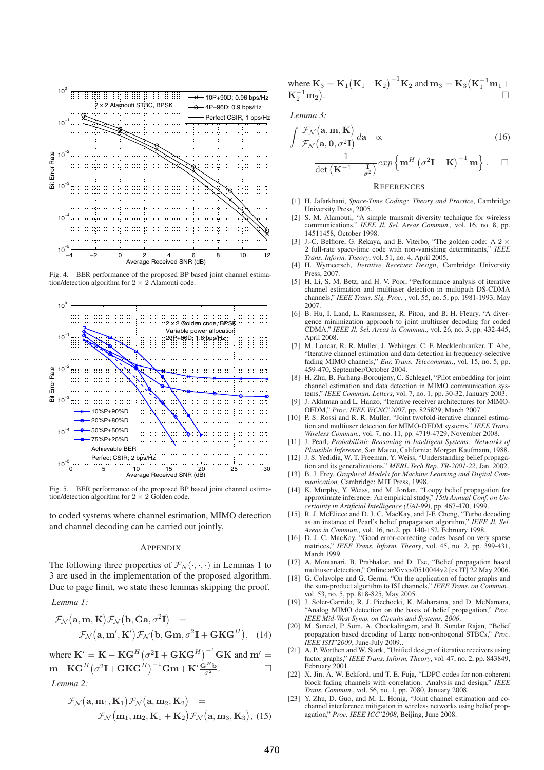10^0

10^-1

10^-2

10^-3

10^-4

10^-5

−4 −2 0 2 4 6 8 10 12

Bit Error Rate

Average Received SNR (dB)

2 x 2 Alamouti STBC, BPSK

10P+90D; 0.96 bps/Hz

4P+96D; 0.9 bps/Hz

Perfect CSIR, 1 bps/Hz

Fig. 4. BER performance of the proposed BP based joint channel estimation/detection algorithm for 2 × 2 Alamouti code.

10^0

10^-1

10^-2

10^-3

10^-4

10^-5

0 5 10 15 20 25 30

Bit Error Rate

Average Received SNR (dB)

2 x 2 Golden code, BPSK

Variable power allocation

20P+80D; 1.8 bps/Hz

10%P+90%D

20%P+80%D

50%P+50%D

75%P+25%D

Achievable BER

Perfect CSIR; 2 bps/Hz

Fig. 5. BER performance of the proposed BP based joint channel estimation/detection algorithm for 2 × 2 Golden code.

to coded systems where channel estimation, MIMO detection and channel decoding can be carried out jointly.

## Appendix

The following three properties of $\mathcal{F}_{\mathcal{N}}(\cdot,\cdot,\cdot)$ in Lemmas 1 to 3 are used in the implementation of the proposed algorithm. Due to page limit, we state these lemmas skipping the proof.

*Lemma 1:*

$$\mathcal{F}_{\mathcal{N}}\big(\mathbf{a},\mathbf{m},\mathbf{K}\big)\mathcal{F}_{\mathcal{N}}\big(\mathbf{b},\mathbf{G}\mathbf{a},\sigma^2\mathbf{I}\big) = \mathcal{F}_{\mathcal{N}}\big(\mathbf{a},\mathbf{m}',\mathbf{K}'\big)\mathcal{F}_{\mathcal{N}}\big(\mathbf{b},\mathbf{G}\mathbf{m},\sigma^2\mathbf{I}+\mathbf{G}\mathbf{K}\mathbf{G}^H\big), \quad (14)$$

where $\mathbf{K}' = \mathbf{K}-\mathbf{K}\mathbf{G}^H\big(\sigma^2\mathbf{I}+\mathbf{G}\mathbf{K}\mathbf{G}^H\big)^{-1}\mathbf{G}\mathbf{K}$ and $\mathbf{m}' = \mathbf{m}-\mathbf{K}\mathbf{G}^H\big(\sigma^2\mathbf{I}+\mathbf{G}\mathbf{K}\mathbf{G}^H\big)^{-1}\mathbf{G}\mathbf{m}+\mathbf{K}'\frac{\mathbf{G}^H\mathbf{b}}{\sigma^2}$. □

*Lemma 2:*

$$\mathcal{F}_{\mathcal{N}}\big(\mathbf{a},\mathbf{m}_1,\mathbf{K}_1\big)\mathcal{F}_{\mathcal{N}}\big(\mathbf{a},\mathbf{m}_2,\mathbf{K}_2\big) = \mathcal{F}_{\mathcal{N}}\big(\mathbf{m}_1,\mathbf{m}_2,\mathbf{K}_1+\mathbf{K}_2\big)\mathcal{F}_{\mathcal{N}}\big(\mathbf{a},\mathbf{m}_3,\mathbf{K}_3\big), \quad (15)$$

where $\mathbf{K}_3 = \mathbf{K}_1\big(\mathbf{K}_1+\mathbf{K}_2\big)^{-1}\mathbf{K}_2$ and $\mathbf{m}_3 = \mathbf{K}_3\big(\mathbf{K}_1^{-1}\mathbf{m}_1+\mathbf{K}_2^{-1}\mathbf{m}_2\big)$. □

*Lemma 3:*

$$\int \frac{\mathcal{F}_{\mathcal{N}}\big(\mathbf{a},\mathbf{m},\mathbf{K}\big)}{\mathcal{F}_{\mathcal{N}}\big(\mathbf{a},\mathbf{0},\sigma^2\mathbf{I}\big)}d\mathbf{a} \quad \propto \quad \frac{1}{\det\big(\mathbf{K}^{-1}-\frac{\mathbf{I}}{\sigma^2}\big)}exp\left\{\mathbf{m}^H\big(\sigma^2\mathbf{I}-\mathbf{K}\big)^{-1}\mathbf{m}\right\}. \quad (16)$$

□

## References

[1] H. Jafarkhani, *Space-Time Coding: Theory and Practice*, Cambridge University Press, 2005.

[2] S. M. Alamouti, "A simple transmit diversity technique for wireless communications," *IEEE Jl. Sel. Areas Commun.*, vol. 16, no. 8, pp. 14511458, October 1998.

[3] J.-C. Belfiore, G. Rekaya, and E. Viterbo, "The golden code: A 2 × 2 full-rate space-time code with non-vanishing determinants," *IEEE Trans. Inform. Theory*, vol. 51, no. 4, April 2005.

[4] H. Wymeersch, *Iterative Receiver Design*, Cambridge University Press, 2007.

[5] H. Li, S. M. Betz, and H. V. Poor, "Performance analysis of iterative channel estimation and multiuser detection in multipath DS-CDMA channels," *IEEE Trans. Sig. Proc.* , vol. 55, no. 5, pp. 1981-1993, May 2007.

[6] B. Hu, I. Land, L. Rasmussen, R. Piton, and B. H. Fleury, "A divergence minimization approach to joint multiuser decoding for coded CDMA," *IEEE Jl. Sel. Areas in Commun.,* vol. 26, no. 3, pp. 432-445, April 2008.

[7] M. Loncar, R. R. Muller, J. Wehinger, C. F. Mecklenbrauker, T. Abe, "Iterative channel estimation and data detection in frequency-selective fading MIMO channels," *Eur. Trans. Telecommun.*, vol. 15, no. 5, pp. 459-470, September/October 2004.

[8] H. Zhu, B. Farhang-Boroujeny, C. Schlegel, "Pilot embedding for joint channel estimation and data detection in MIMO communication systems," *IEEE Commun. Letters*, vol. 7, no. 1, pp. 30-32, January 2003.

[9] J. Akhtman and L. Hanzo, "Iterative receiver architectures for MIMO-OFDM," *Proc. IEEE WCNC'2007*, pp. 825829, March 2007.

[10] P. S. Rossi and R. R. Muller, "Joint twofold-iterative channel estimation and multiuser detection for MIMO-OFDM systems," *IEEE Trans. Wireless Commun.,* vol. 7, no. 11, pp. 4719-4729, November 2008.

[11] J. Pearl, *Probabilistic Reasoning in Intelligent Systems: Networks of Plausible Inference*, San Mateo, California: Morgan Kaufmann, 1988.

[12] J. S. Yedidia, W. T. Freeman, Y. Weiss, "Understanding belief propagation and its generalizations," *MERL Tech Rep. TR-2001-22*, Jan. 2002.

[13] B. J. Frey, *Graphical Models for Machine Learning and Digital Communication,* Cambridge: MIT Press, 1998.

[14] K. Murphy, Y. Weiss, and M. Jordan, "Loopy belief propagation for approximate inference: An empirical study," *15th Annual Conf. on Uncertainty in Artificial Intelligence (UAI-99)*, pp. 467-470, 1999.

[15] R. J. McEliece and D. J. C. MacKay, and J-F. Cheng, "Turbo decoding as an instance of Pearl's belief propagation algorithm," *IEEE Jl. Sel. Areas in Commun.,* vol. 16, no.2, pp. 140-152, February 1998.

[16] D. J. C. MacKay, "Good error-correcting codes based on very sparse matrices," *IEEE Trans. Inform. Theory*, vol. 45, no. 2, pp. 399-431, March 1999.

[17] A. Montanari, B. Prabhakar, and D. Tse, "Belief propagation based multiuser detection," Online arXiv:cs/0510044v2 [cs.IT] 22 May 2006.

[18] G. Colavolpe and G. Germi, "On the application of factor graphs and the sum-product algorithm to ISI channels," *IEEE Trans. on Commun.,* vol. 53, no. 5, pp. 818-825, May 2005.

[19] J. Soler-Garrido, R. J. Piechocki, K. Maharatna, and D. McNamara, "Analog MIMO detection on the basis of belief propagation," *Proc. IEEE Mid-West Symp. on Circuits and Systems, 2006.*

[20] M. Suneel, P. Som, A. Chockalingam, and B. Sundar Rajan, "Belief propagation based decoding of Large non-orthogonal STBCs," *Proc. IEEE ISIT'2009*, June-July 2009..

[21] A. P. Worthen and W. Stark, "Unified design of iterative receivers using factor graphs," *IEEE Trans. Inform. Theory*, vol. 47, no. 2, pp. 843849, February 2001.

[22] X. Jin, A. W. Eckford, and T. E. Fuja, "LDPC codes for non-coherent block fading channels with correlation: Analysis and design," *IEEE Trans. Commun*., vol. 56, no. 1, pp. 7080, January 2008.

[23] Y. Zhu, D. Guo, and M. L. Honig, "Joint channel estimation and co-channel interference mitigation in wireless networks using belief propagation," *Proc. IEEE ICC'2008*, Beijing, June 2008.